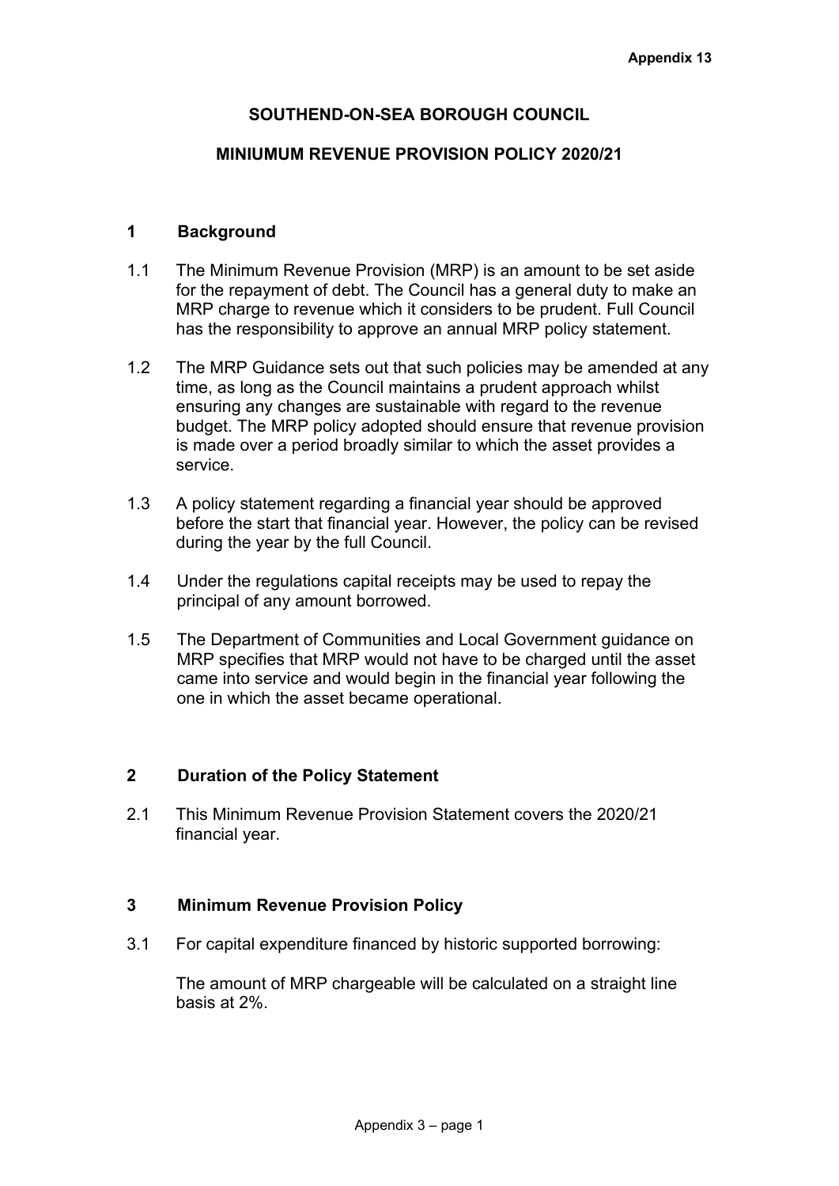**Appendix 13**

# SOUTHEND-ON-SEA BOROUGH COUNCIL

## MINIUMUM REVENUE PROVISION POLICY 2020/21

## 1 Background

1.1 The Minimum Revenue Provision (MRP) is an amount to be set aside for the repayment of debt. The Council has a general duty to make an MRP charge to revenue which it considers to be prudent. Full Council has the responsibility to approve an annual MRP policy statement.

1.2 The MRP Guidance sets out that such policies may be amended at any time, as long as the Council maintains a prudent approach whilst ensuring any changes are sustainable with regard to the revenue budget. The MRP policy adopted should ensure that revenue provision is made over a period broadly similar to which the asset provides a service.

1.3 A policy statement regarding a financial year should be approved before the start that financial year. However, the policy can be revised during the year by the full Council.

1.4 Under the regulations capital receipts may be used to repay the principal of any amount borrowed.

1.5 The Department of Communities and Local Government guidance on MRP specifies that MRP would not have to be charged until the asset came into service and would begin in the financial year following the one in which the asset became operational.

## 2 Duration of the Policy Statement

2.1 This Minimum Revenue Provision Statement covers the 2020/21 financial year.

## 3 Minimum Revenue Provision Policy

3.1 For capital expenditure financed by historic supported borrowing:

The amount of MRP chargeable will be calculated on a straight line basis at 2%.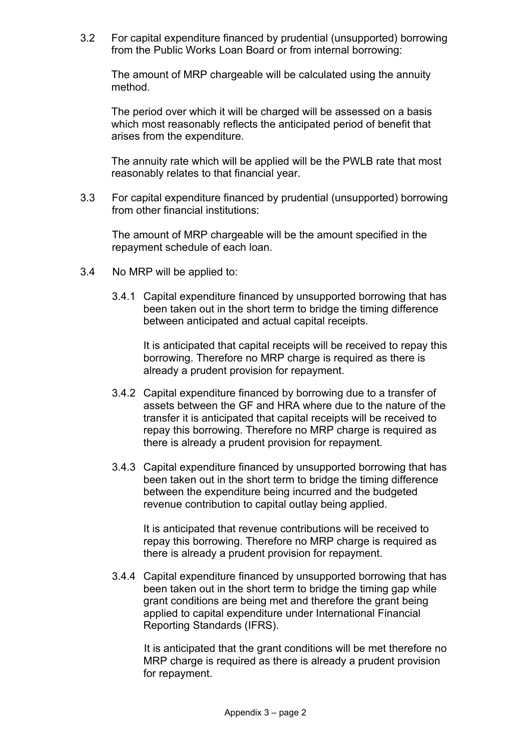3.2 For capital expenditure financed by prudential (unsupported) borrowing from the Public Works Loan Board or from internal borrowing:

The amount of MRP chargeable will be calculated using the annuity method.

The period over which it will be charged will be assessed on a basis which most reasonably reflects the anticipated period of benefit that arises from the expenditure.

The annuity rate which will be applied will be the PWLB rate that most reasonably relates to that financial year.

3.3 For capital expenditure financed by prudential (unsupported) borrowing from other financial institutions:

The amount of MRP chargeable will be the amount specified in the repayment schedule of each loan.

3.4 No MRP will be applied to:

3.4.1 Capital expenditure financed by unsupported borrowing that has been taken out in the short term to bridge the timing difference between anticipated and actual capital receipts.

It is anticipated that capital receipts will be received to repay this borrowing. Therefore no MRP charge is required as there is already a prudent provision for repayment.

3.4.2 Capital expenditure financed by borrowing due to a transfer of assets between the GF and HRA where due to the nature of the transfer it is anticipated that capital receipts will be received to repay this borrowing. Therefore no MRP charge is required as there is already a prudent provision for repayment.

3.4.3 Capital expenditure financed by unsupported borrowing that has been taken out in the short term to bridge the timing difference between the expenditure being incurred and the budgeted revenue contribution to capital outlay being applied.

It is anticipated that revenue contributions will be received to repay this borrowing. Therefore no MRP charge is required as there is already a prudent provision for repayment.

3.4.4 Capital expenditure financed by unsupported borrowing that has been taken out in the short term to bridge the timing gap while grant conditions are being met and therefore the grant being applied to capital expenditure under International Financial Reporting Standards (IFRS).

It is anticipated that the grant conditions will be met therefore no MRP charge is required as there is already a prudent provision for repayment.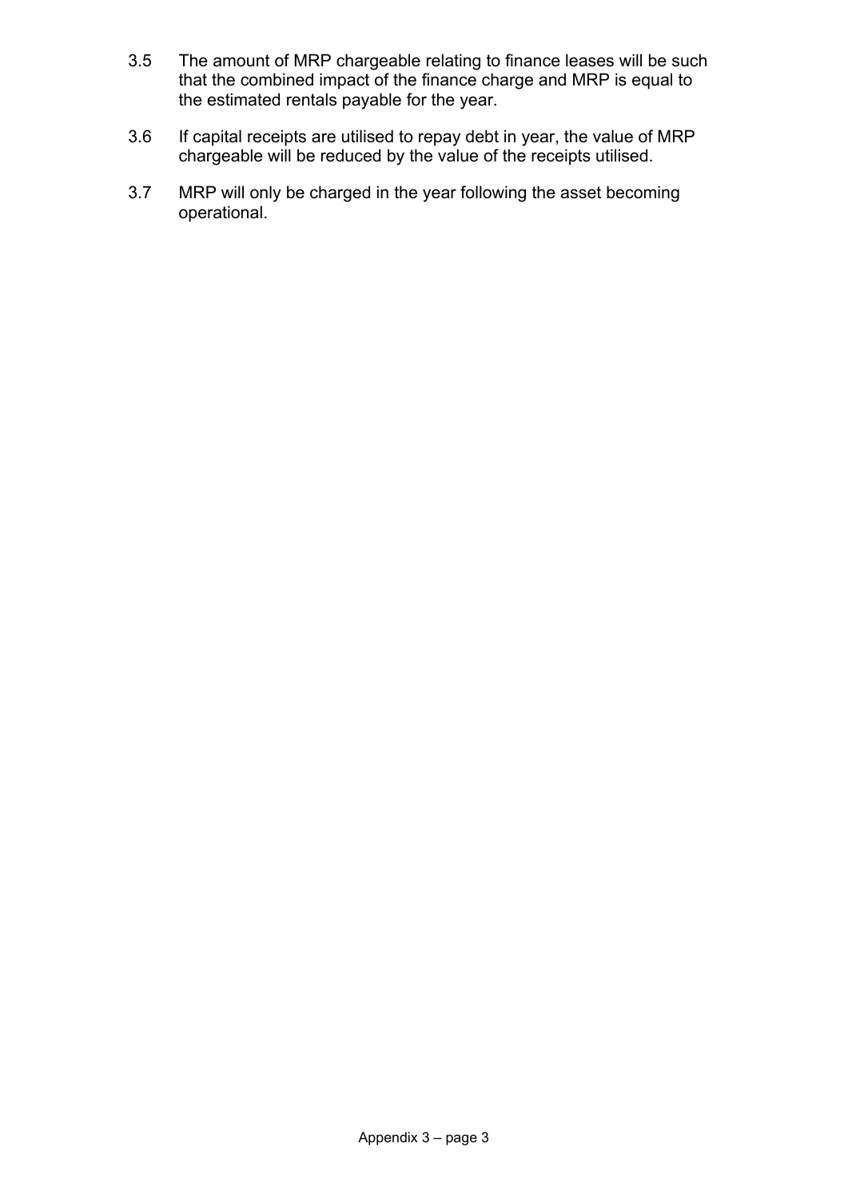3.5 The amount of MRP chargeable relating to finance leases will be such that the combined impact of the finance charge and MRP is equal to the estimated rentals payable for the year.

3.6 If capital receipts are utilised to repay debt in year, the value of MRP chargeable will be reduced by the value of the receipts utilised.

3.7 MRP will only be charged in the year following the asset becoming operational.